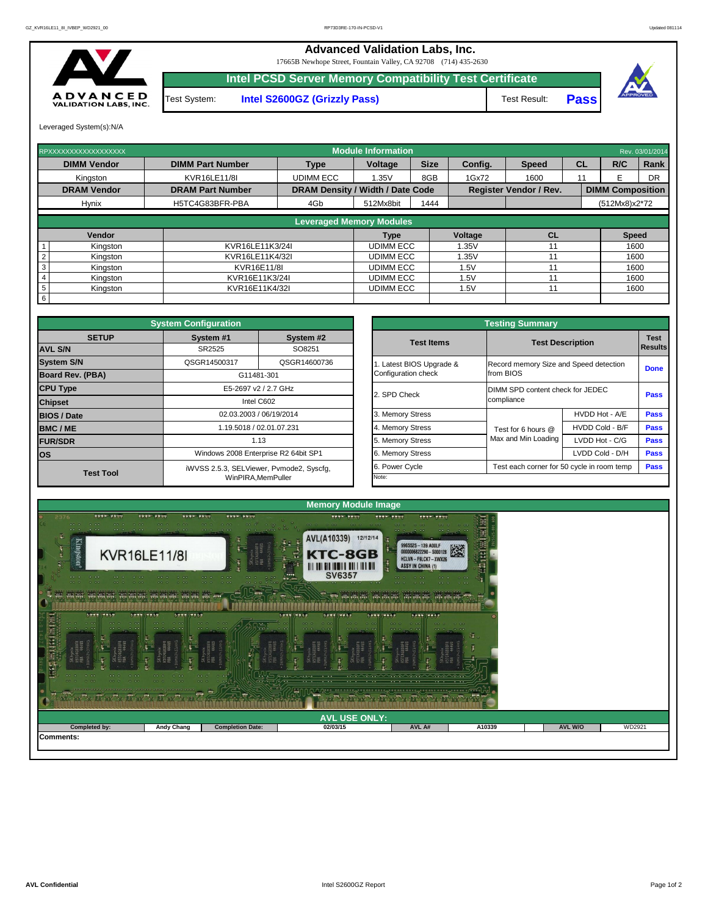# Advanced Validation Labs, Inc.

17665B Newhope Street, Fountain Valley, CA 92708 (714) 435-2630

## Intel PCSD Server Memory Compatibility Test Certificate

| Test System: | Intel S2600GZ (Grizzly Pass) | Test Result: | Pass |
|---|---|---|---|

Leveraged System(s):N/A

| RPXXXXXXXXXXXXXXXXXX | | Module Information | | | | | | | Rev. 03/01/2014 |
|---|---|---|---|---|---|---|---|---|---|
| **DIMM Vendor** | **DIMM Part Number** | **Type** | **Voltage** | **Size** | **Config.** | **Speed** | **CL** | **R/C** | **Rank** |
| Kingston | KVR16LE11/8I | UDIMM ECC | 1.35V | 8GB | 1Gx72 | 1600 | 11 | E | DR |
| **DRAM Vendor** | **DRAM Part Number** | **DRAM Density / Width / Date Code** | | | **Register Vendor / Rev.** | | | **DIMM Composition** | |
| Hynix | H5TC4G83BFR-PBA | 4Gb | 512Mx8bit | 1444 | | | | (512Mx8)x2*72 | |

**Leveraged Memory Modules**

| | Vendor | | Type | Voltage | CL | Speed |
|---|---|---|---|---|---|---|
| 1 | Kingston | KVR16LE11K3/24I | UDIMM ECC | 1.35V | 11 | 1600 |
| 2 | Kingston | KVR16LE11K4/32I | UDIMM ECC | 1.35V | 11 | 1600 |
| 3 | Kingston | KVR16E11/8I | UDIMM ECC | 1.5V | 11 | 1600 |
| 4 | Kingston | KVR16E11K3/24I | UDIMM ECC | 1.5V | 11 | 1600 |
| 5 | Kingston | KVR16E11K4/32I | UDIMM ECC | 1.5V | 11 | 1600 |
| 6 | | | | | | |

**System Configuration**

| SETUP | System #1 | System #2 |
|---|---|---|
| **AVL S/N** | SR2525 | SO8251 |
| **System S/N** | QSGR14500317 | QSGR14600736 |
| **Board Rev. (PBA)** | G11481-301 | |
| **CPU Type** | E5-2697 v2 / 2.7 GHz | |
| **Chipset** | Intel C602 | |
| **BIOS / Date** | 02.03.2003 / 06/19/2014 | |
| **BMC / ME** | 1.19.5018 / 02.01.07.231 | |
| **FUR/SDR** | 1.13 | |
| **OS** | Windows 2008 Enterprise R2 64bit SP1 | |
| **Test Tool** | iWVSS 2.5.3, SELViewer, Pvmode2, Syscfg, WinPIRA,MemPuller | |

**Testing Summary**

| Test Items | Test Description | | Test Results |
|---|---|---|---|
| 1. Latest BIOS Upgrade & Configuration check | Record memory Size and Speed detection from BIOS | | Done |
| 2. SPD Check | DIMM SPD content check for JEDEC compliance | | Pass |
| 3. Memory Stress | Test for 6 hours @ Max and Min Loading | HVDD Hot - A/E | Pass |
| 4. Memory Stress | | HVDD Cold - B/F | Pass |
| 5. Memory Stress | | LVDD Hot - C/G | Pass |
| 6. Memory Stress | | LVDD Cold - D/H | Pass |
| 6. Power Cycle | Test each corner for 50 cycle in room temp | | Pass |
| Note: | | | |

**Memory Module Image**

**AVL USE ONLY:**

| Completed by: | Andy Chang | Completion Date: | 02/03/15 | AVL A# | A10339 | AVL W/O | WD2921 |
|---|---|---|---|---|---|---|---|

**Comments:**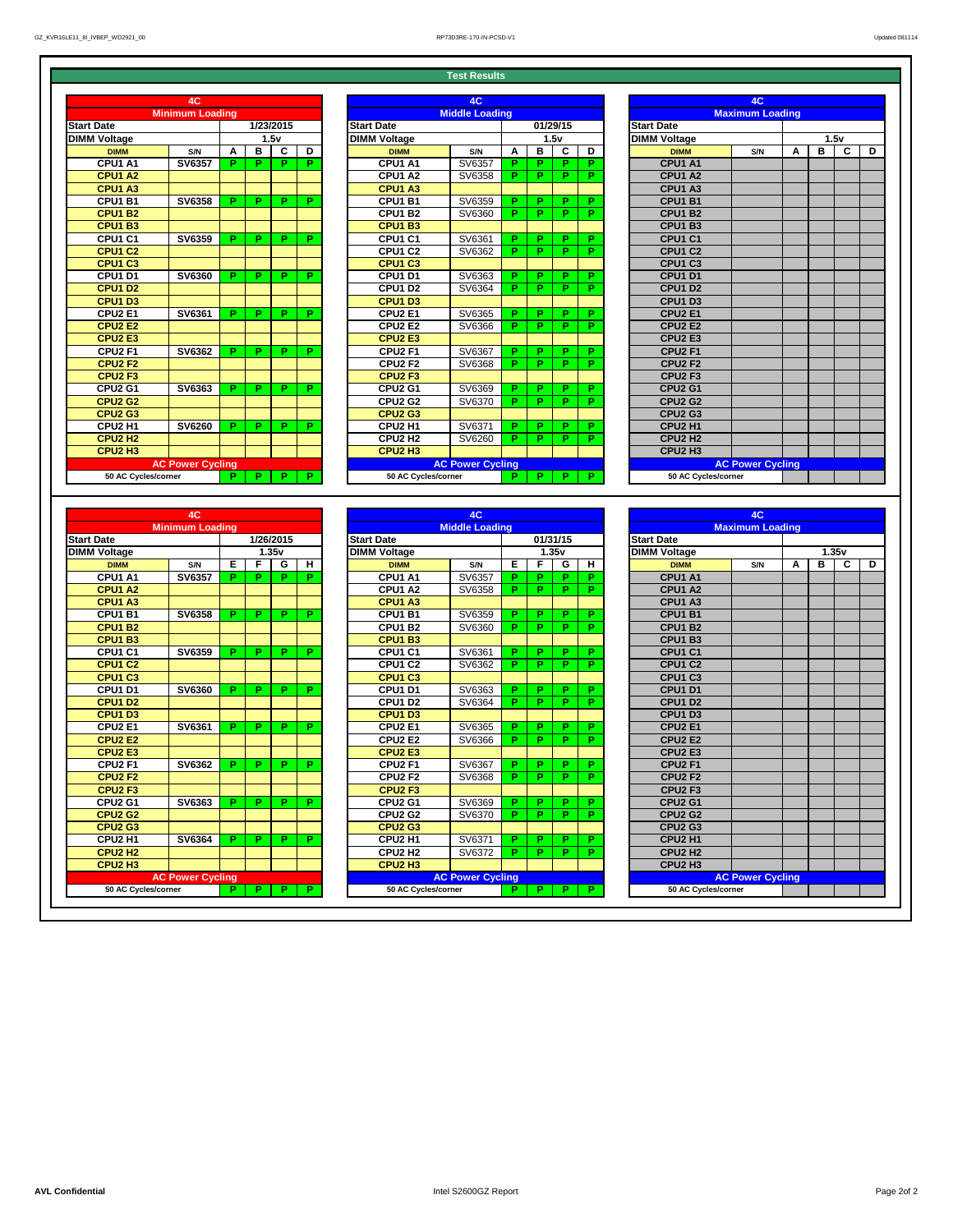## Test Results

| 4C | | | | | |
|---|---|---|---|---|---|
| **Minimum Loading** | | | | | |
| Start Date | | 1/23/2015 | | | |
| DIMM Voltage | | 1.5v | | | |
| DIMM | S/N | A | B | C | D |
| CPU1 A1 | SV6357 | P | P | P | P |
| CPU1 A2 | | | | | |
| CPU1 A3 | | | | | |
| CPU1 B1 | SV6358 | P | P | P | P |
| CPU1 B2 | | | | | |
| CPU1 B3 | | | | | |
| CPU1 C1 | SV6359 | P | P | P | P |
| CPU1 C2 | | | | | |
| CPU1 C3 | | | | | |
| CPU1 D1 | SV6360 | P | P | P | P |
| CPU1 D2 | | | | | |
| CPU1 D3 | | | | | |
| CPU2 E1 | SV6361 | P | P | P | P |
| CPU2 E2 | | | | | |
| CPU2 E3 | | | | | |
| CPU2 F1 | SV6362 | P | P | P | P |
| CPU2 F2 | | | | | |
| CPU2 F3 | | | | | |
| CPU2 G1 | SV6363 | P | P | P | P |
| CPU2 G2 | | | | | |
| CPU2 G3 | | | | | |
| CPU2 H1 | SV6260 | P | P | P | P |
| CPU2 H2 | | | | | |
| CPU2 H3 | | | | | |
| **AC Power Cycling** | | | | | |
| 50 AC Cycles/corner | | P | P | P | P |

| 4C | | | | | |
|---|---|---|---|---|---|
| **Middle Loading** | | | | | |
| Start Date | | 01/29/15 | | | |
| DIMM Voltage | | 1.5v | | | |
| DIMM | S/N | A | B | C | D |
| CPU1 A1 | SV6357 | P | P | P | P |
| CPU1 A2 | SV6358 | P | P | P | P |
| CPU1 A3 | | | | | |
| CPU1 B1 | SV6359 | P | P | P | P |
| CPU1 B2 | SV6360 | P | P | P | P |
| CPU1 B3 | | | | | |
| CPU1 C1 | SV6361 | P | P | P | P |
| CPU1 C2 | SV6362 | P | P | P | P |
| CPU1 C3 | | | | | |
| CPU1 D1 | SV6363 | P | P | P | P |
| CPU1 D2 | SV6364 | P | P | P | P |
| CPU1 D3 | | | | | |
| CPU2 E1 | SV6365 | P | P | P | P |
| CPU2 E2 | SV6366 | P | P | P | P |
| CPU2 E3 | | | | | |
| CPU2 F1 | SV6367 | P | P | P | P |
| CPU2 F2 | SV6368 | P | P | P | P |
| CPU2 F3 | | | | | |
| CPU2 G1 | SV6369 | P | P | P | P |
| CPU2 G2 | SV6370 | P | P | P | P |
| CPU2 G3 | | | | | |
| CPU2 H1 | SV6371 | P | P | P | P |
| CPU2 H2 | SV6260 | P | P | P | P |
| CPU2 H3 | | | | | |
| **AC Power Cycling** | | | | | |
| 50 AC Cycles/corner | | P | P | P | P |

| 4C | | | | | |
|---|---|---|---|---|---|
| **Maximum Loading** | | | | | |
| Start Date | | | | | |
| DIMM Voltage | | 1.5v | | | |
| DIMM | S/N | A | B | C | D |
| CPU1 A1 | | | | | |
| CPU1 A2 | | | | | |
| CPU1 A3 | | | | | |
| CPU1 B1 | | | | | |
| CPU1 B2 | | | | | |
| CPU1 B3 | | | | | |
| CPU1 C1 | | | | | |
| CPU1 C2 | | | | | |
| CPU1 C3 | | | | | |
| CPU1 D1 | | | | | |
| CPU1 D2 | | | | | |
| CPU1 D3 | | | | | |
| CPU2 E1 | | | | | |
| CPU2 E2 | | | | | |
| CPU2 E3 | | | | | |
| CPU2 F1 | | | | | |
| CPU2 F2 | | | | | |
| CPU2 F3 | | | | | |
| CPU2 G1 | | | | | |
| CPU2 G2 | | | | | |
| CPU2 G3 | | | | | |
| CPU2 H1 | | | | | |
| CPU2 H2 | | | | | |
| CPU2 H3 | | | | | |
| **AC Power Cycling** | | | | | |
| 50 AC Cycles/corner | | | | | |

| 4C | | | | | |
|---|---|---|---|---|---|
| **Minimum Loading** | | | | | |
| Start Date | | 1/26/2015 | | | |
| DIMM Voltage | | 1.35v | | | |
| DIMM | S/N | E | F | G | H |
| CPU1 A1 | SV6357 | P | P | P | P |
| CPU1 A2 | | | | | |
| CPU1 A3 | | | | | |
| CPU1 B1 | SV6358 | P | P | P | P |
| CPU1 B2 | | | | | |
| CPU1 B3 | | | | | |
| CPU1 C1 | SV6359 | P | P | P | P |
| CPU1 C2 | | | | | |
| CPU1 C3 | | | | | |
| CPU1 D1 | SV6360 | P | P | P | P |
| CPU1 D2 | | | | | |
| CPU1 D3 | | | | | |
| CPU2 E1 | SV6361 | P | P | P | P |
| CPU2 E2 | | | | | |
| CPU2 E3 | | | | | |
| CPU2 F1 | SV6362 | P | P | P | P |
| CPU2 F2 | | | | | |
| CPU2 F3 | | | | | |
| CPU2 G1 | SV6363 | P | P | P | P |
| CPU2 G2 | | | | | |
| CPU2 G3 | | | | | |
| CPU2 H1 | SV6364 | P | P | P | P |
| CPU2 H2 | | | | | |
| CPU2 H3 | | | | | |
| **AC Power Cycling** | | | | | |
| 50 AC Cycles/corner | | P | P | P | P |

| 4C | | | | | |
|---|---|---|---|---|---|
| **Middle Loading** | | | | | |
| Start Date | | 01/31/15 | | | |
| DIMM Voltage | | 1.35v | | | |
| DIMM | S/N | E | F | G | H |
| CPU1 A1 | SV6357 | P | P | P | P |
| CPU1 A2 | SV6358 | P | P | P | P |
| CPU1 A3 | | | | | |
| CPU1 B1 | SV6359 | P | P | P | P |
| CPU1 B2 | SV6360 | P | P | P | P |
| CPU1 B3 | | | | | |
| CPU1 C1 | SV6361 | P | P | P | P |
| CPU1 C2 | SV6362 | P | P | P | P |
| CPU1 C3 | | | | | |
| CPU1 D1 | SV6363 | P | P | P | P |
| CPU1 D2 | SV6364 | P | P | P | P |
| CPU1 D3 | | | | | |
| CPU2 E1 | SV6365 | P | P | P | P |
| CPU2 E2 | SV6366 | P | P | P | P |
| CPU2 E3 | | | | | |
| CPU2 F1 | SV6367 | P | P | P | P |
| CPU2 F2 | SV6368 | P | P | P | P |
| CPU2 F3 | | | | | |
| CPU2 G1 | SV6369 | P | P | P | P |
| CPU2 G2 | SV6370 | P | P | P | P |
| CPU2 G3 | | | | | |
| CPU2 H1 | SV6371 | P | P | P | P |
| CPU2 H2 | SV6372 | P | P | P | P |
| CPU2 H3 | | | | | |
| **AC Power Cycling** | | | | | |
| 50 AC Cycles/corner | | P | P | P | P |

| 4C | | | | | |
|---|---|---|---|---|---|
| **Maximum Loading** | | | | | |
| Start Date | | | | | |
| DIMM Voltage | | 1.35v | | | |
| DIMM | S/N | A | B | C | D |
| CPU1 A1 | | | | | |
| CPU1 A2 | | | | | |
| CPU1 A3 | | | | | |
| CPU1 B1 | | | | | |
| CPU1 B2 | | | | | |
| CPU1 B3 | | | | | |
| CPU1 C1 | | | | | |
| CPU1 C2 | | | | | |
| CPU1 C3 | | | | | |
| CPU1 D1 | | | | | |
| CPU1 D2 | | | | | |
| CPU1 D3 | | | | | |
| CPU2 E1 | | | | | |
| CPU2 E2 | | | | | |
| CPU2 E3 | | | | | |
| CPU2 F1 | | | | | |
| CPU2 F2 | | | | | |
| CPU2 F3 | | | | | |
| CPU2 G1 | | | | | |
| CPU2 G2 | | | | | |
| CPU2 G3 | | | | | |
| CPU2 H1 | | | | | |
| CPU2 H2 | | | | | |
| CPU2 H3 | | | | | |
| **AC Power Cycling** | | | | | |
| 50 AC Cycles/corner | | | | | |